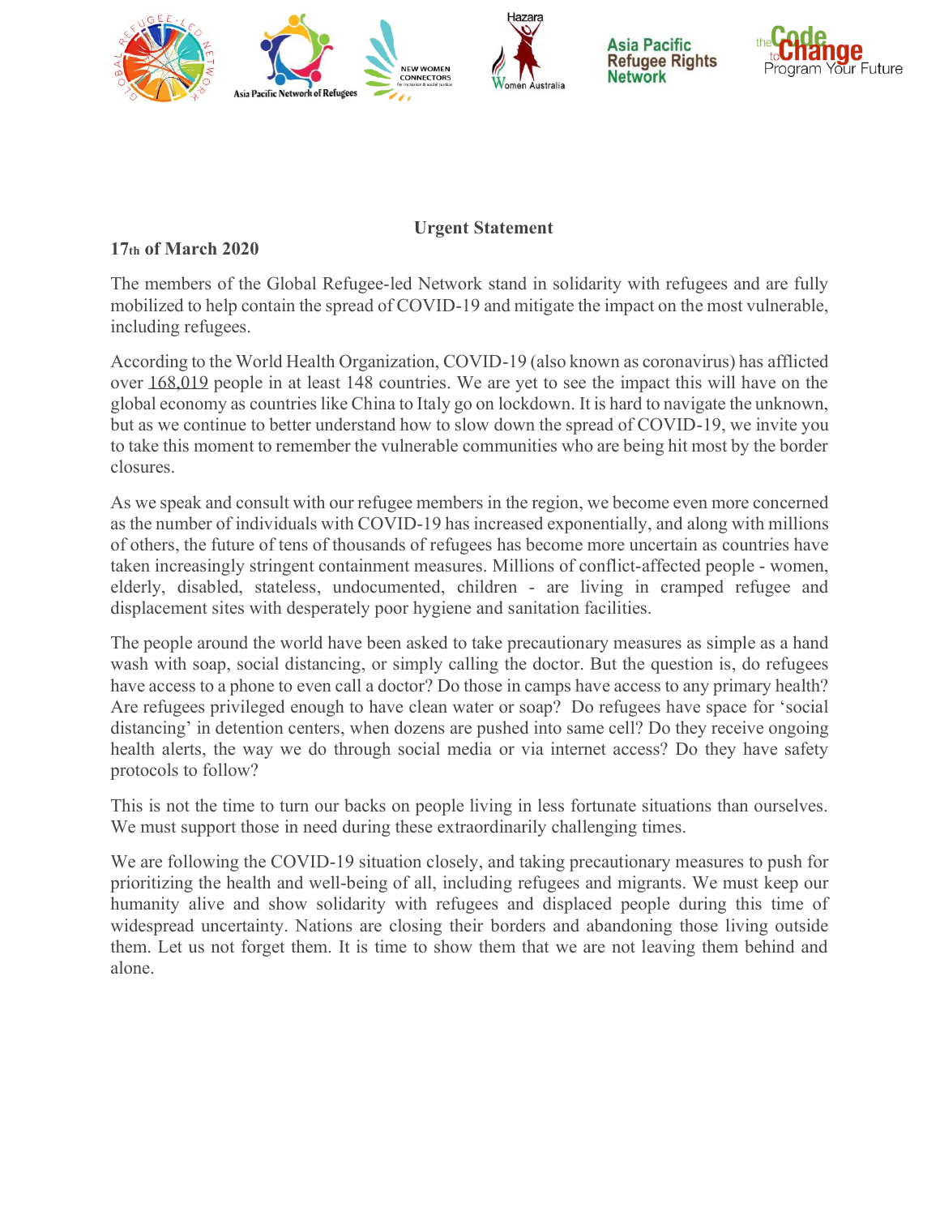**Urgent Statement**

**17th of March 2020**

The members of the Global Refugee-led Network stand in solidarity with refugees and are fully mobilized to help contain the spread of COVID-19 and mitigate the impact on the most vulnerable, including refugees.

According to the World Health Organization, COVID-19 (also known as coronavirus) has afflicted over 168,019 people in at least 148 countries. We are yet to see the impact this will have on the global economy as countries like China to Italy go on lockdown. It is hard to navigate the unknown, but as we continue to better understand how to slow down the spread of COVID-19, we invite you to take this moment to remember the vulnerable communities who are being hit most by the border closures.

As we speak and consult with our refugee members in the region, we become even more concerned as the number of individuals with COVID-19 has increased exponentially, and along with millions of others, the future of tens of thousands of refugees has become more uncertain as countries have taken increasingly stringent containment measures. Millions of conflict-affected people - women, elderly, disabled, stateless, undocumented, children - are living in cramped refugee and displacement sites with desperately poor hygiene and sanitation facilities.

The people around the world have been asked to take precautionary measures as simple as a hand wash with soap, social distancing, or simply calling the doctor. But the question is, do refugees have access to a phone to even call a doctor? Do those in camps have access to any primary health? Are refugees privileged enough to have clean water or soap? Do refugees have space for 'social distancing' in detention centers, when dozens are pushed into same cell? Do they receive ongoing health alerts, the way we do through social media or via internet access? Do they have safety protocols to follow?

This is not the time to turn our backs on people living in less fortunate situations than ourselves. We must support those in need during these extraordinarily challenging times.

We are following the COVID-19 situation closely, and taking precautionary measures to push for prioritizing the health and well-being of all, including refugees and migrants. We must keep our humanity alive and show solidarity with refugees and displaced people during this time of widespread uncertainty. Nations are closing their borders and abandoning those living outside them. Let us not forget them. It is time to show them that we are not leaving them behind and alone.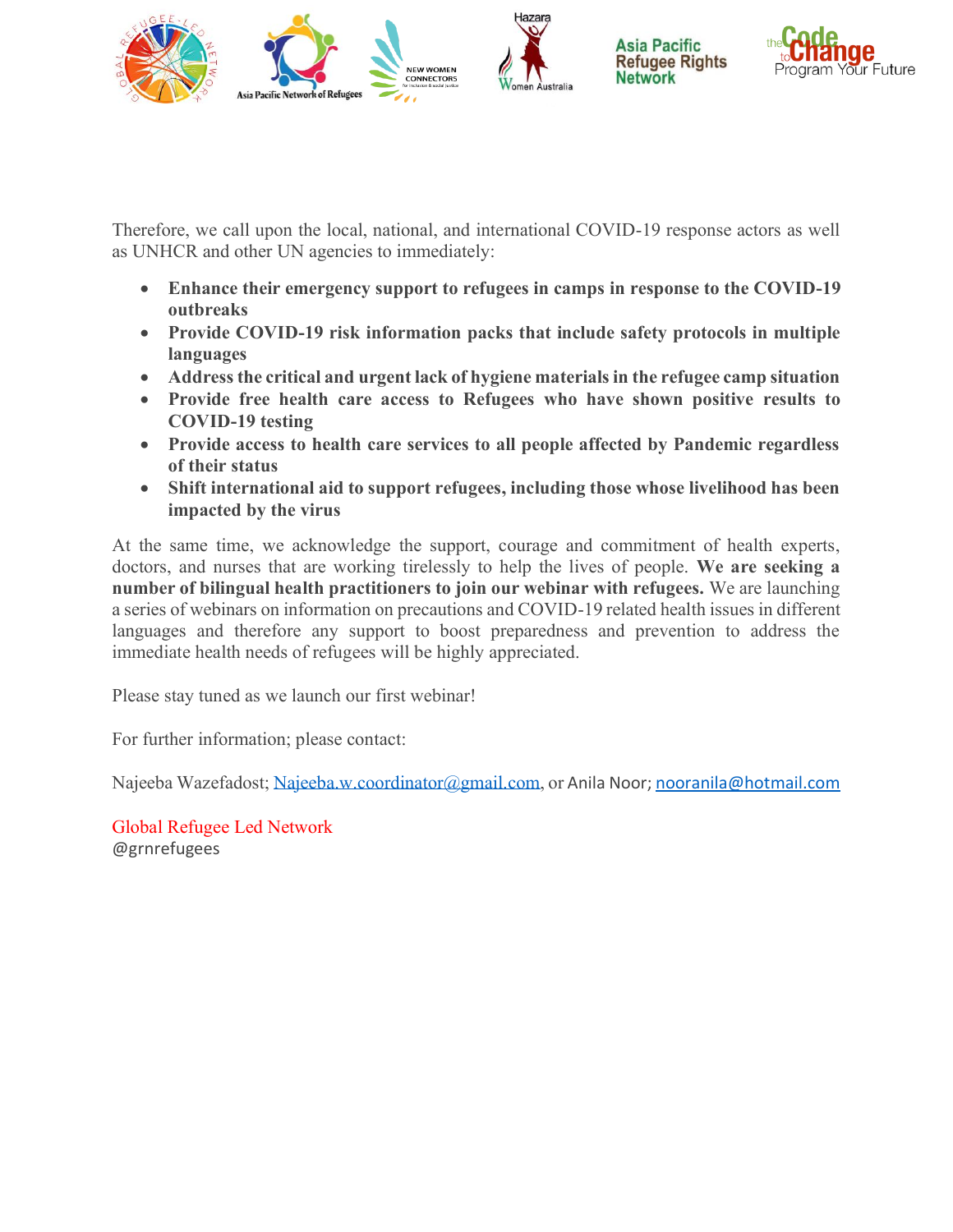Therefore, we call upon the local, national, and international COVID-19 response actors as well as UNHCR and other UN agencies to immediately:

- **Enhance their emergency support to refugees in camps in response to the COVID-19 outbreaks**
- **Provide COVID-19 risk information packs that include safety protocols in multiple languages**
- **Address the critical and urgent lack of hygiene materials in the refugee camp situation**
- **Provide free health care access to Refugees who have shown positive results to COVID-19 testing**
- **Provide access to health care services to all people affected by Pandemic regardless of their status**
- **Shift international aid to support refugees, including those whose livelihood has been impacted by the virus**

At the same time, we acknowledge the support, courage and commitment of health experts, doctors, and nurses that are working tirelessly to help the lives of people. **We are seeking a number of bilingual health practitioners to join our webinar with refugees.** We are launching a series of webinars on information on precautions and COVID-19 related health issues in different languages and therefore any support to boost preparedness and prevention to address the immediate health needs of refugees will be highly appreciated.

Please stay tuned as we launch our first webinar!

For further information; please contact:

Najeeba Wazefadost; Najeeba.w.coordinator@gmail.com, or Anila Noor; nooranila@hotmail.com

Global Refugee Led Network
@grnrefugees